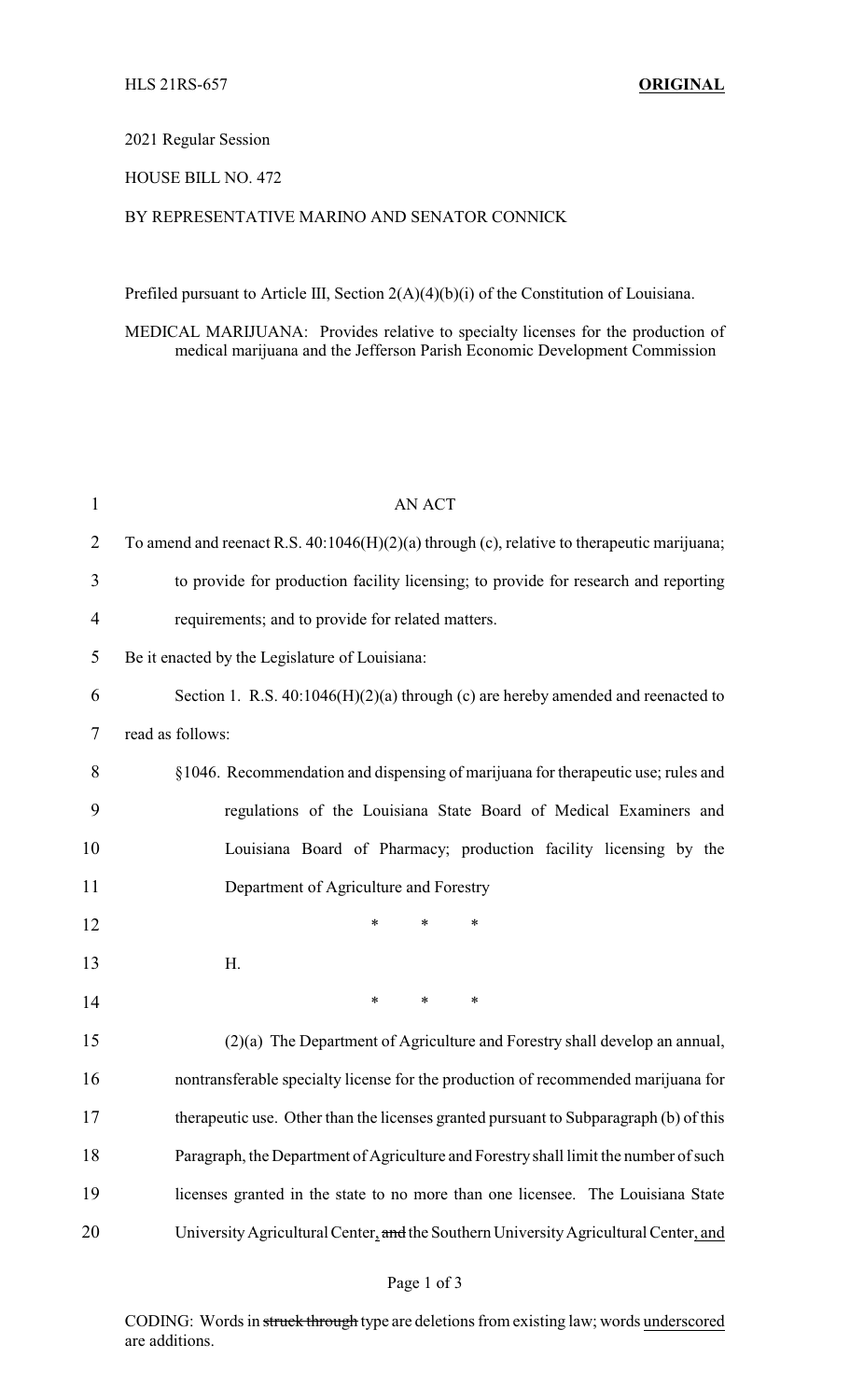HLS 21RS-657 **ORIGINAL**

2021 Regular Session

HOUSE BILL NO. 472

BY REPRESENTATIVE MARINO AND SENATOR CONNICK

Prefiled pursuant to Article III, Section 2(A)(4)(b)(i) of the Constitution of Louisiana.

MEDICAL MARIJUANA: Provides relative to specialty licenses for the production of medical marijuana and the Jefferson Parish Economic Development Commission

AN ACT

To amend and reenact R.S. 40:1046(H)(2)(a) through (c), relative to therapeutic marijuana; to provide for production facility licensing; to provide for research and reporting requirements; and to provide for related matters.

Be it enacted by the Legislature of Louisiana:

Section 1. R.S. 40:1046(H)(2)(a) through (c) are hereby amended and reenacted to read as follows:

§1046. Recommendation and dispensing of marijuana for therapeutic use; rules and regulations of the Louisiana State Board of Medical Examiners and Louisiana Board of Pharmacy; production facility licensing by the Department of Agriculture and Forestry

\* \* \*

H.

\* \* \*

(2)(a) The Department of Agriculture and Forestry shall develop an annual, nontransferable specialty license for the production of recommended marijuana for therapeutic use. Other than the licenses granted pursuant to Subparagraph (b) of this Paragraph, the Department of Agriculture and Forestry shall limit the number of such licenses granted in the state to no more than one licensee. The Louisiana State University Agricultural Center, ~~and~~ the Southern University Agricultural Center, and

CODING: Words in ~~struck through~~ type are deletions from existing law; words <u>underscored</u> are additions.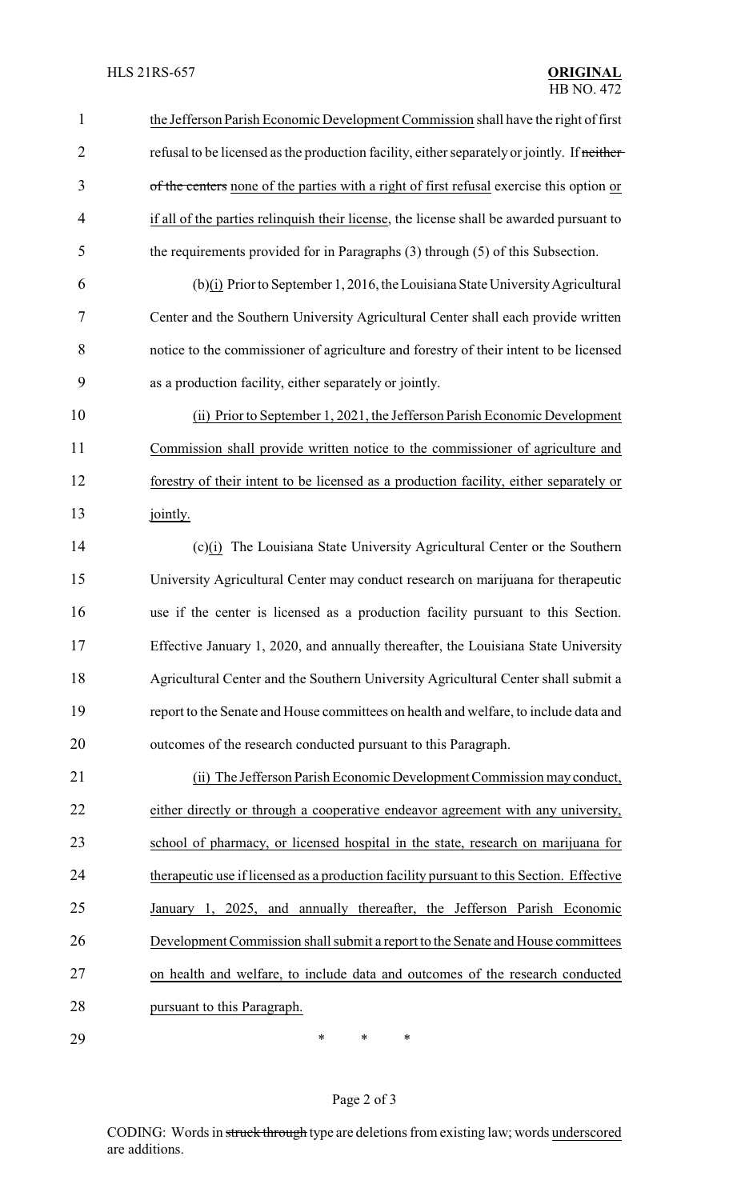the Jefferson Parish Economic Development Commission shall have the right of first refusal to be licensed as the production facility, either separately or jointly. If ~~neither of the centers~~ none of the parties with a right of first refusal exercise this option or if all of the parties relinquish their license, the license shall be awarded pursuant to the requirements provided for in Paragraphs (3) through (5) of this Subsection.

(b)(i) Prior to September 1, 2016, the Louisiana State University Agricultural Center and the Southern University Agricultural Center shall each provide written notice to the commissioner of agriculture and forestry of their intent to be licensed as a production facility, either separately or jointly.

(ii) Prior to September 1, 2021, the Jefferson Parish Economic Development Commission shall provide written notice to the commissioner of agriculture and forestry of their intent to be licensed as a production facility, either separately or jointly.

(c)(i) The Louisiana State University Agricultural Center or the Southern University Agricultural Center may conduct research on marijuana for therapeutic use if the center is licensed as a production facility pursuant to this Section. Effective January 1, 2020, and annually thereafter, the Louisiana State University Agricultural Center and the Southern University Agricultural Center shall submit a report to the Senate and House committees on health and welfare, to include data and outcomes of the research conducted pursuant to this Paragraph.

(ii) The Jefferson Parish Economic Development Commission may conduct, either directly or through a cooperative endeavor agreement with any university, school of pharmacy, or licensed hospital in the state, research on marijuana for therapeutic use if licensed as a production facility pursuant to this Section. Effective January 1, 2025, and annually thereafter, the Jefferson Parish Economic Development Commission shall submit a report to the Senate and House committees on health and welfare, to include data and outcomes of the research conducted pursuant to this Paragraph.

\* \* \*

CODING: Words in ~~struck through~~ type are deletions from existing law; words underscored are additions.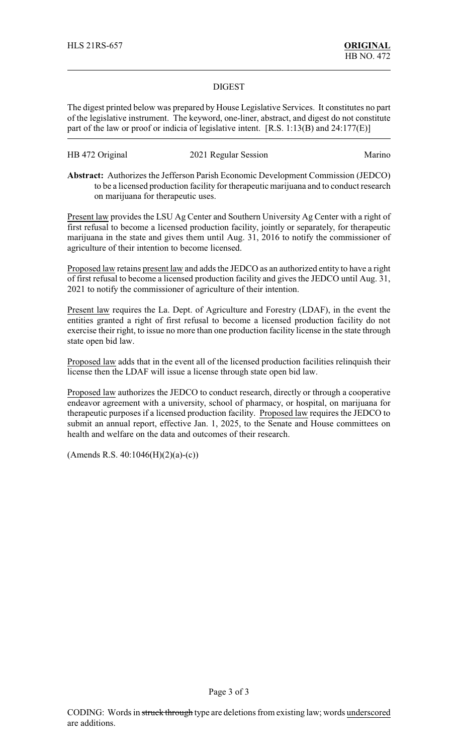HLS 21RS-657 **ORIGINAL**
HB NO. 472

## DIGEST

The digest printed below was prepared by House Legislative Services. It constitutes no part of the legislative instrument. The keyword, one-liner, abstract, and digest do not constitute part of the law or proof or indicia of legislative intent. [R.S. 1:13(B) and 24:177(E)]

HB 472 Original 2021 Regular Session Marino

**Abstract:** Authorizes the Jefferson Parish Economic Development Commission (JEDCO) to be a licensed production facility for therapeutic marijuana and to conduct research on marijuana for therapeutic uses.

Present law provides the LSU Ag Center and Southern University Ag Center with a right of first refusal to become a licensed production facility, jointly or separately, for therapeutic marijuana in the state and gives them until Aug. 31, 2016 to notify the commissioner of agriculture of their intention to become licensed.

Proposed law retains present law and adds the JEDCO as an authorized entity to have a right of first refusal to become a licensed production facility and gives the JEDCO until Aug. 31, 2021 to notify the commissioner of agriculture of their intention.

Present law requires the La. Dept. of Agriculture and Forestry (LDAF), in the event the entities granted a right of first refusal to become a licensed production facility do not exercise their right, to issue no more than one production facility license in the state through state open bid law.

Proposed law adds that in the event all of the licensed production facilities relinquish their license then the LDAF will issue a license through state open bid law.

Proposed law authorizes the JEDCO to conduct research, directly or through a cooperative endeavor agreement with a university, school of pharmacy, or hospital, on marijuana for therapeutic purposes if a licensed production facility. Proposed law requires the JEDCO to submit an annual report, effective Jan. 1, 2025, to the Senate and House committees on health and welfare on the data and outcomes of their research.

(Amends R.S. 40:1046(H)(2)(a)-(c))

CODING: Words in ~~struck through~~ type are deletions from existing law; words underscored are additions.